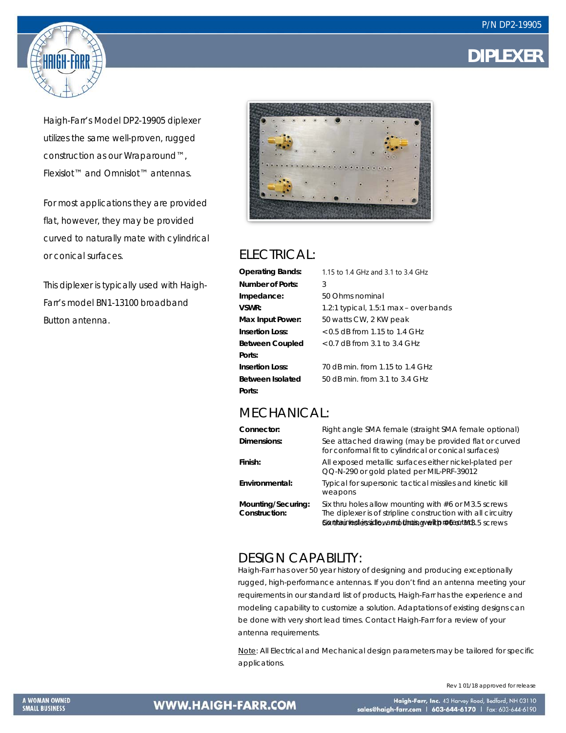P/N DP2-19905

# DIPLEXER

Haigh-Farr's Model DP2-19905 diplexer utilizes the same well-proven, rugged construction as our Wraparound™, Flexislot™ and Omnislot™ antennas.

For most applications they are provided flat, however, they may be provided curved to naturally mate with cylindrical or conical surfaces.

This diplexer is typically used with Haigh-Farr's model BN1-13100 broadband Button antenna.

## ELECTRICAL:

| | |
|---|---|
| **Operating Bands:** | 1.15 to 1.4 GHz and 3.1 to 3.4 GHz |
| **Number of Ports:** | 3 |
| **Impedance:** | 50 Ohms nominal |
| **VSWR:** | 1.2:1 typical, 1.5:1 max – over bands |
| **Max Input Power:** | 50 watts CW, 2 KW peak |
| **Insertion Loss: Between Coupled Ports:** | <0.5 dB from 1.15 to 1.4 GHz<br><0.7 dB from 3.1 to 3.4 GHz |
| **Insertion Loss: Between Isolated Ports:** | 70 dB min. from 1.15 to 1.4 GHz<br>50 dB min. from 3.1 to 3.4 GHz |

## MECHANICAL:

| | |
|---|---|
| **Connector:** | Right angle SMA female (straight SMA female optional) |
| **Dimensions:** | See attached drawing (may be provided flat or curved for conformal fit to cylindrical or conical surfaces) |
| **Finish:** | All exposed metallic surfaces either nickel-plated per QQ-N-290 or gold plated per MIL-PRF-39012 |
| **Environmental:** | Typical for supersonic tactical missiles and kinetic kill weapons |
| **Mounting/Securing:** | Six thru holes allow mounting with #6 or M3.5 screws |
| **Construction:** | The diplexer is of stripline construction with all circuitry contained inside, and thus, well protected |

## DESIGN CAPABILITY:

Haigh-Farr has over 50 year history of designing and producing exceptionally rugged, high-performance antennas. If you don't find an antenna meeting your requirements in our standard list of products, Haigh-Farr has the experience and modeling capability to customize a solution. Adaptations of existing designs can be done with very short lead times. Contact Haigh-Farr for a review of your antenna requirements.

Note: All Electrical and Mechanical design parameters may be tailored for specific applications.

Rev 1 01/18 approved for release

A WOMAN OWNED SMALL BUSINESS | WWW.HAIGH-FARR.COM | Haigh-Farr, Inc. 43 Harvey Road, Bedford, NH 03110 sales@haigh-farr.com | 603-644-6170 | Fax: 603-644-6190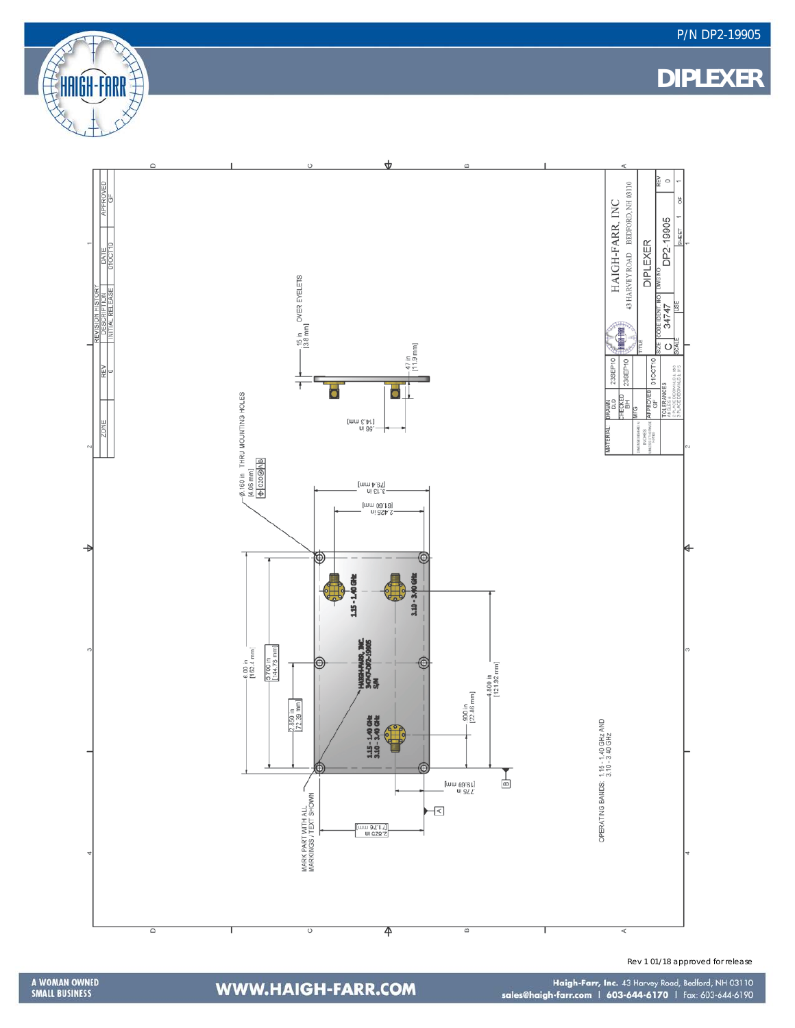P/N DP2-19905

# DIPLEXER

REVISION HISTORY

| ZONE | REV | DESCRIPTION | DATE | APPROVED |
|---|---|---|---|---|
| | 0 | INITIAL RELEASE | 01OCT10 | GF |

.15 in [3.8 mm] OVER EYELETS

.47 in [11.9 mm]

.56 in [14.3 mm]

Ø.160 in [4.06 mm] THRU MOUNTING HOLES

⌖ Ø.020 Ⓜ A B

3.13 in [79.4 mm]

2.425 in [61.60 mm]

6.00 in [152.4 mm]

5.700 in [144.78 mm]

2.850 in [72.39 mm]

4.800 in [121.92 mm]

.900 in [22.86 mm]

.775 in [19.69 mm]

2.825 in [71.76 mm]

1.15 - 1.40 GHz

3.10 - 3.40 GHz

HAIGH-FARR, INC. 34747-DP2-19905 S/N

1.15 - 1.40 GHz
3.10 - 3.40 GHz

MARK PART WITH ALL MARKINGS / TEXT SHOWN

OPERATING BANDS: 1.15 - 1.40 GHz AND 3.10 - 3.40 GHz

HAIGH-FARR, INC
43 HARVEY ROAD BEDFORD, NH 03110

| MATERIAL | DRAWN CLD | 23SEP10 |
|---|---|---|
| | CHECKED BH | 23SEP10 |
| | MFG | |
| | APPROVED GF | 01OCT10 |

DIMENSIONS IN INCHES UNLESS OTHERWISE NOTED

TOLERANCES
ANGLES ±
2 PLACE DECIMALS ± .030
3 PLACE DECIMALS ± .010

TITLE: DIPLEXER

| SIZE | CODE IDENT. NO | DWG NO | REV |
|---|---|---|---|
| C | 34747 | DP2-19905 | 0 |

SCALE | USE | SHEET 1 OF 1

Rev 1 01/18 approved for release

A WOMAN OWNED SMALL BUSINESS

WWW.HAIGH-FARR.COM

Haigh-Farr, Inc. 43 Harvey Road, Bedford, NH 03110
sales@haigh-farr.com | 603-644-6170 | Fax: 603-644-6190